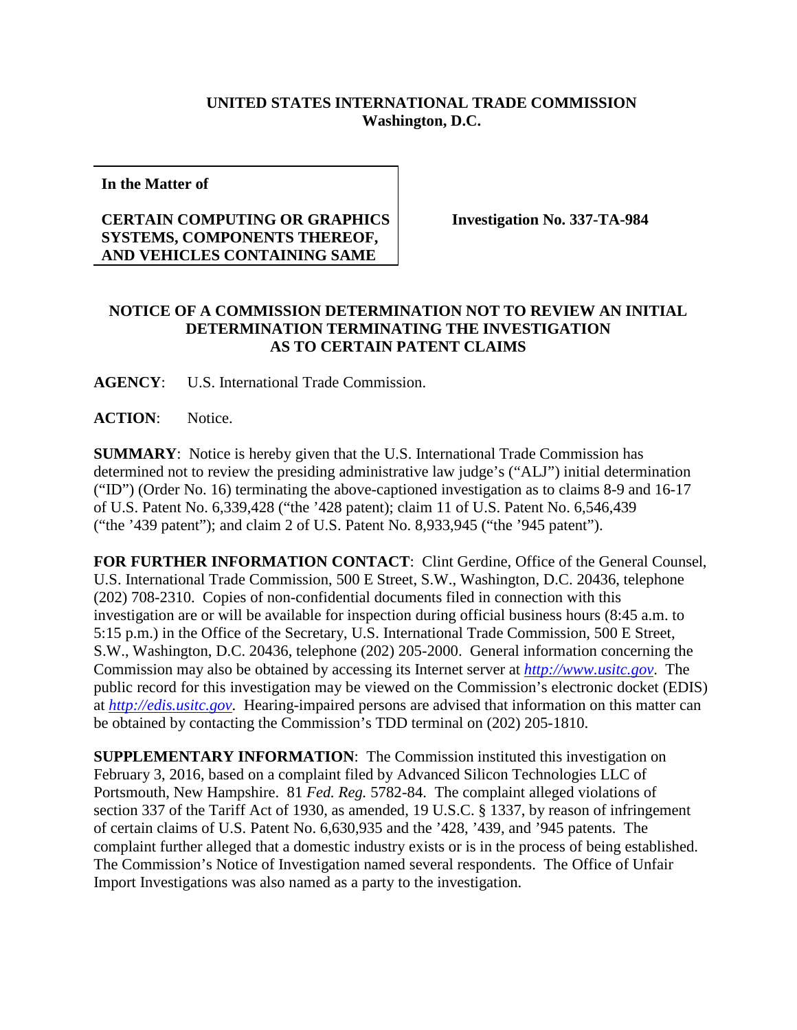**UNITED STATES INTERNATIONAL TRADE COMMISSION**
**Washington, D.C.**

| **In the Matter of** | |
|---|---|
| **CERTAIN COMPUTING OR GRAPHICS SYSTEMS, COMPONENTS THEREOF, AND VEHICLES CONTAINING SAME** | **Investigation No. 337-TA-984** |

## NOTICE OF A COMMISSION DETERMINATION NOT TO REVIEW AN INITIAL DETERMINATION TERMINATING THE INVESTIGATION AS TO CERTAIN PATENT CLAIMS

**AGENCY**: U.S. International Trade Commission.

**ACTION**: Notice.

**SUMMARY**: Notice is hereby given that the U.S. International Trade Commission has determined not to review the presiding administrative law judge's ("ALJ") initial determination ("ID") (Order No. 16) terminating the above-captioned investigation as to claims 8-9 and 16-17 of U.S. Patent No. 6,339,428 ("the '428 patent); claim 11 of U.S. Patent No. 6,546,439 ("the '439 patent"); and claim 2 of U.S. Patent No. 8,933,945 ("the '945 patent").

**FOR FURTHER INFORMATION CONTACT**: Clint Gerdine, Office of the General Counsel, U.S. International Trade Commission, 500 E Street, S.W., Washington, D.C. 20436, telephone (202) 708-2310. Copies of non-confidential documents filed in connection with this investigation are or will be available for inspection during official business hours (8:45 a.m. to 5:15 p.m.) in the Office of the Secretary, U.S. International Trade Commission, 500 E Street, S.W., Washington, D.C. 20436, telephone (202) 205-2000. General information concerning the Commission may also be obtained by accessing its Internet server at *http://www.usitc.gov*. The public record for this investigation may be viewed on the Commission's electronic docket (EDIS) at *http://edis.usitc.gov*. Hearing-impaired persons are advised that information on this matter can be obtained by contacting the Commission's TDD terminal on (202) 205-1810.

**SUPPLEMENTARY INFORMATION**: The Commission instituted this investigation on February 3, 2016, based on a complaint filed by Advanced Silicon Technologies LLC of Portsmouth, New Hampshire. 81 *Fed. Reg.* 5782-84. The complaint alleged violations of section 337 of the Tariff Act of 1930, as amended, 19 U.S.C. § 1337, by reason of infringement of certain claims of U.S. Patent No. 6,630,935 and the '428, '439, and '945 patents. The complaint further alleged that a domestic industry exists or is in the process of being established. The Commission's Notice of Investigation named several respondents. The Office of Unfair Import Investigations was also named as a party to the investigation.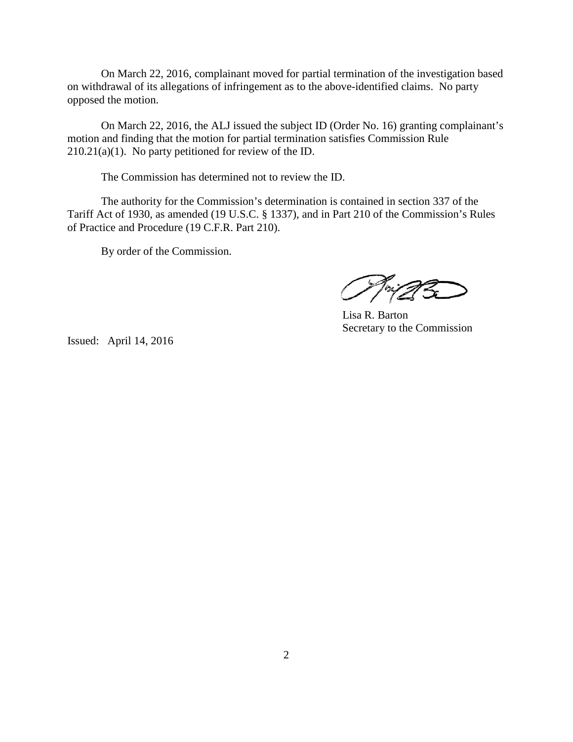On March 22, 2016, complainant moved for partial termination of the investigation based on withdrawal of its allegations of infringement as to the above-identified claims. No party opposed the motion.

On March 22, 2016, the ALJ issued the subject ID (Order No. 16) granting complainant's motion and finding that the motion for partial termination satisfies Commission Rule 210.21(a)(1). No party petitioned for review of the ID.

The Commission has determined not to review the ID.

The authority for the Commission's determination is contained in section 337 of the Tariff Act of 1930, as amended (19 U.S.C. § 1337), and in Part 210 of the Commission's Rules of Practice and Procedure (19 C.F.R. Part 210).

By order of the Commission.

Lisa R. Barton
Secretary to the Commission

Issued: April 14, 2016